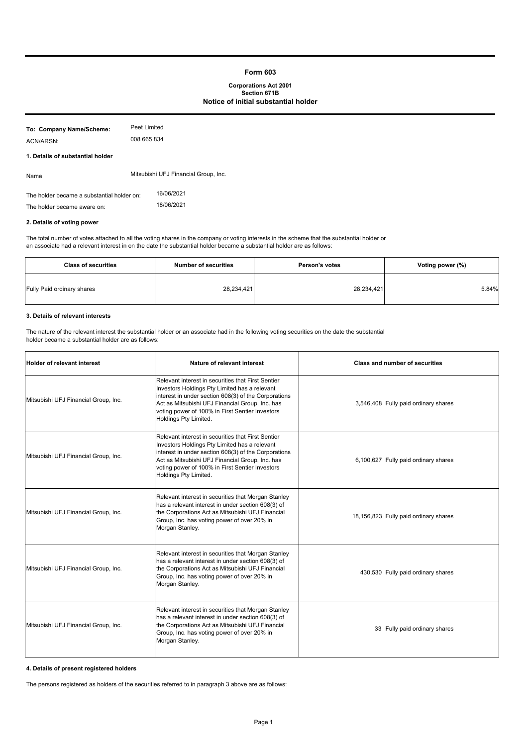# Form 603

**Corporations Act 2001**
**Section 671B**
**Notice of initial substantial holder**

| | |
|---|---|
| **To: Company Name/Scheme:** | Peet Limited |
| ACN/ARSN: | 008 665 834 |

**1. Details of substantial holder**

| | |
|---|---|
| Name | Mitsubishi UFJ Financial Group, Inc. |
| The holder became a substantial holder on: | 16/06/2021 |
| The holder became aware on: | 18/06/2021 |

**2. Details of voting power**

The total number of votes attached to all the voting shares in the company or voting interests in the scheme that the substantial holder or an associate had a relevant interest in on the date the substantial holder became a substantial holder are as follows:

| Class of securities | Number of securities | Person's votes | Voting power (%) |
|---|---|---|---|
| Fully Paid ordinary shares | 28,234,421 | 28,234,421 | 5.84% |

**3. Details of relevant interests**

The nature of the relevant interest the substantial holder or an associate had in the following voting securities on the date the substantial holder became a substantial holder are as follows:

| Holder of relevant interest | Nature of relevant interest | Class and number of securities |
|---|---|---|
| Mitsubishi UFJ Financial Group, Inc. | Relevant interest in securities that First Sentier Investors Holdings Pty Limited has a relevant interest in under section 608(3) of the Corporations Act as Mitsubishi UFJ Financial Group, Inc. has voting power of 100% in First Sentier Investors Holdings Pty Limited. | 3,546,408 Fully paid ordinary shares |
| Mitsubishi UFJ Financial Group, Inc. | Relevant interest in securities that First Sentier Investors Holdings Pty Limited has a relevant interest in under section 608(3) of the Corporations Act as Mitsubishi UFJ Financial Group, Inc. has voting power of 100% in First Sentier Investors Holdings Pty Limited. | 6,100,627 Fully paid ordinary shares |
| Mitsubishi UFJ Financial Group, Inc. | Relevant interest in securities that Morgan Stanley has a relevant interest in under section 608(3) of the Corporations Act as Mitsubishi UFJ Financial Group, Inc. has voting power of over 20% in Morgan Stanley. | 18,156,823 Fully paid ordinary shares |
| Mitsubishi UFJ Financial Group, Inc. | Relevant interest in securities that Morgan Stanley has a relevant interest in under section 608(3) of the Corporations Act as Mitsubishi UFJ Financial Group, Inc. has voting power of over 20% in Morgan Stanley. | 430,530 Fully paid ordinary shares |
| Mitsubishi UFJ Financial Group, Inc. | Relevant interest in securities that Morgan Stanley has a relevant interest in under section 608(3) of the Corporations Act as Mitsubishi UFJ Financial Group, Inc. has voting power of over 20% in Morgan Stanley. | 33 Fully paid ordinary shares |

**4. Details of present registered holders**

The persons registered as holders of the securities referred to in paragraph 3 above are as follows: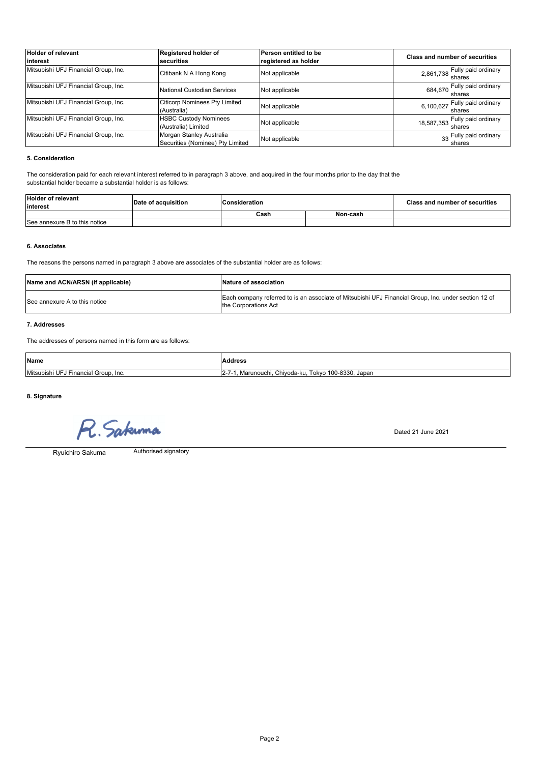| Holder of relevant interest | Registered holder of securities | Person entitled to be registered as holder | Class and number of securities |
|---|---|---|---|
| Mitsubishi UFJ Financial Group, Inc. | Citibank N A Hong Kong | Not applicable | 2,861,738 Fully paid ordinary shares |
| Mitsubishi UFJ Financial Group, Inc. | National Custodian Services | Not applicable | 684,670 Fully paid ordinary shares |
| Mitsubishi UFJ Financial Group, Inc. | Citicorp Nominees Pty Limited (Australia) | Not applicable | 6,100,627 Fully paid ordinary shares |
| Mitsubishi UFJ Financial Group, Inc. | HSBC Custody Nominees (Australia) Limited | Not applicable | 18,587,353 Fully paid ordinary shares |
| Mitsubishi UFJ Financial Group, Inc. | Morgan Stanley Australia Securities (Nominee) Pty Limited | Not applicable | 33 Fully paid ordinary shares |

**5. Consideration**

The consideration paid for each relevant interest referred to in paragraph 3 above, and acquired in the four months prior to the day that the substantial holder became a substantial holder is as follows:

| Holder of relevant interest | Date of acquisition | Consideration | | Class and number of securities |
|---|---|---|---|---|
| | | Cash | Non-cash | |
| See annexure B to this notice | | | | |

**6. Associates**

The reasons the persons named in paragraph 3 above are associates of the substantial holder are as follows:

| Name and ACN/ARSN (if applicable) | Nature of association |
|---|---|
| See annexure A to this notice | Each company referred to is an associate of Mitsubishi UFJ Financial Group, Inc. under section 12 of the Corporations Act |

**7. Addresses**

The addresses of persons named in this form are as follows:

| Name | Address |
|---|---|
| Mitsubishi UFJ Financial Group, Inc. | 2-7-1, Marunouchi, Chiyoda-ku, Tokyo 100-8330, Japan |

**8. Signature**

R. Sakuma

Dated 21 June 2021

Ryuichiro Sakuma Authorised signatory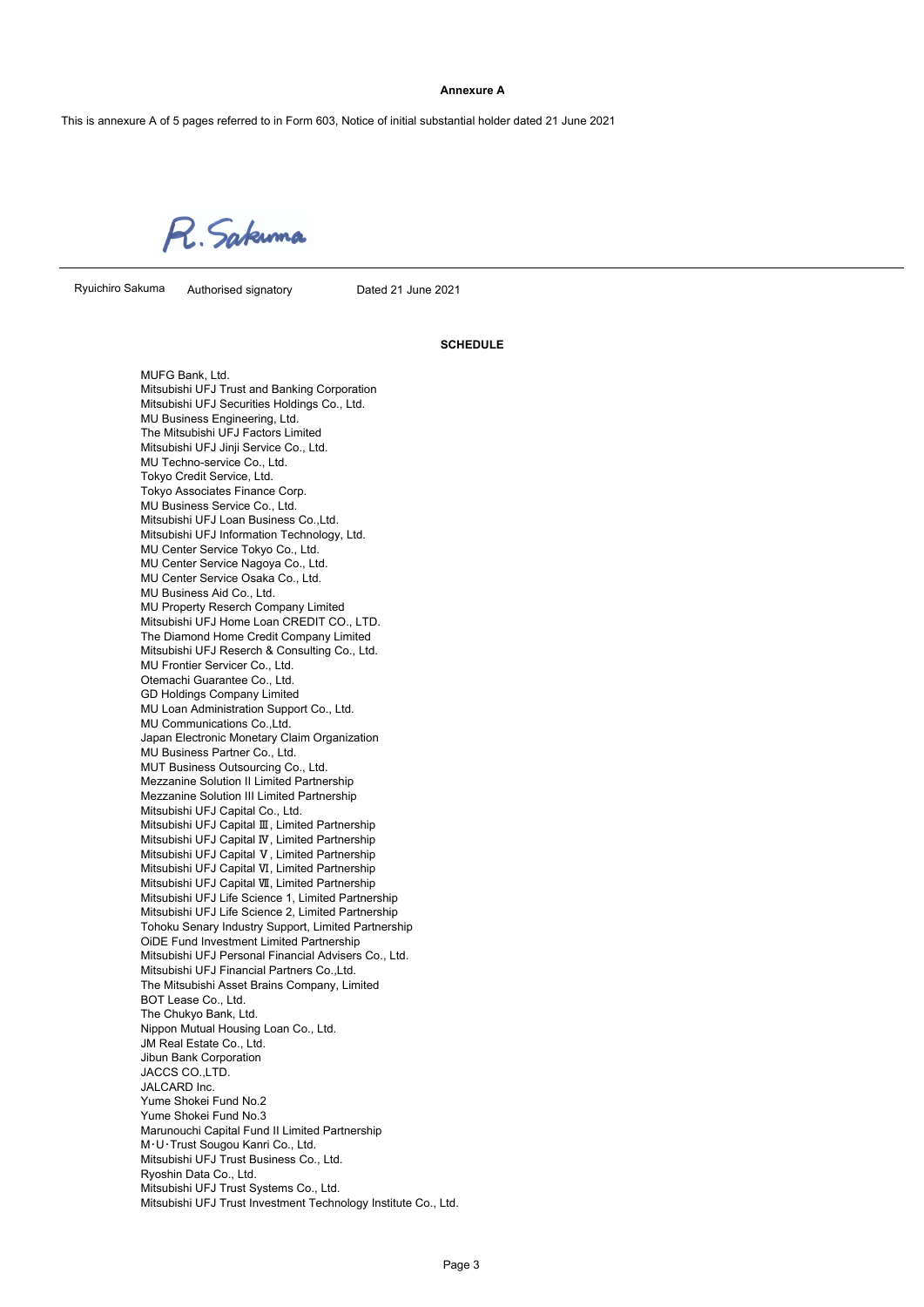**Annexure A**

This is annexure A of 5 pages referred to in Form 603, Notice of initial substantial holder dated 21 June 2021

| | | |
|---|---|---|
| Ryuichiro Sakuma | Authorised signatory | Dated 21 June 2021 |

**SCHEDULE**

MUFG Bank, Ltd.
Mitsubishi UFJ Trust and Banking Corporation
Mitsubishi UFJ Securities Holdings Co., Ltd.
MU Business Engineering, Ltd.
The Mitsubishi UFJ Factors Limited
Mitsubishi UFJ Jinji Service Co., Ltd.
MU Techno-service Co., Ltd.
Tokyo Credit Service, Ltd.
Tokyo Associates Finance Corp.
MU Business Service Co., Ltd.
Mitsubishi UFJ Loan Business Co.,Ltd.
Mitsubishi UFJ Information Technology, Ltd.
MU Center Service Tokyo Co., Ltd.
MU Center Service Nagoya Co., Ltd.
MU Center Service Osaka Co., Ltd.
MU Business Aid Co., Ltd.
MU Property Reserch Company Limited
Mitsubishi UFJ Home Loan CREDIT CO., LTD.
The Diamond Home Credit Company Limited
Mitsubishi UFJ Reserch & Consulting Co., Ltd.
MU Frontier Servicer Co., Ltd.
Otemachi Guarantee Co., Ltd.
GD Holdings Company Limited
MU Loan Administration Support Co., Ltd.
MU Communications Co.,Ltd.
Japan Electronic Monetary Claim Organization
MU Business Partner Co., Ltd.
MUT Business Outsourcing Co., Ltd.
Mezzanine Solution II Limited Partnership
Mezzanine Solution III Limited Partnership
Mitsubishi UFJ Capital Co., Ltd.
Mitsubishi UFJ Capital Ⅲ, Limited Partnership
Mitsubishi UFJ Capital Ⅳ, Limited Partnership
Mitsubishi UFJ Capital Ⅴ, Limited Partnership
Mitsubishi UFJ Capital Ⅵ, Limited Partnership
Mitsubishi UFJ Capital Ⅶ, Limited Partnership
Mitsubishi UFJ Life Science 1, Limited Partnership
Mitsubishi UFJ Life Science 2, Limited Partnership
Tohoku Senary Industry Support, Limited Partnership
OiDE Fund Investment Limited Partnership
Mitsubishi UFJ Personal Financial Advisers Co., Ltd.
Mitsubishi UFJ Financial Partners Co.,Ltd.
The Mitsubishi Asset Brains Company, Limited
BOT Lease Co., Ltd.
The Chukyo Bank, Ltd.
Nippon Mutual Housing Loan Co., Ltd.
JM Real Estate Co., Ltd.
Jibun Bank Corporation
JACCS CO.,LTD.
JALCARD Inc.
Yume Shokei Fund No.2
Yume Shokei Fund No.3
Marunouchi Capital Fund II Limited Partnership
M･U･Trust Sougou Kanri Co., Ltd.
Mitsubishi UFJ Trust Business Co., Ltd.
Ryoshin Data Co., Ltd.
Mitsubishi UFJ Trust Systems Co., Ltd.
Mitsubishi UFJ Trust Investment Technology Institute Co., Ltd.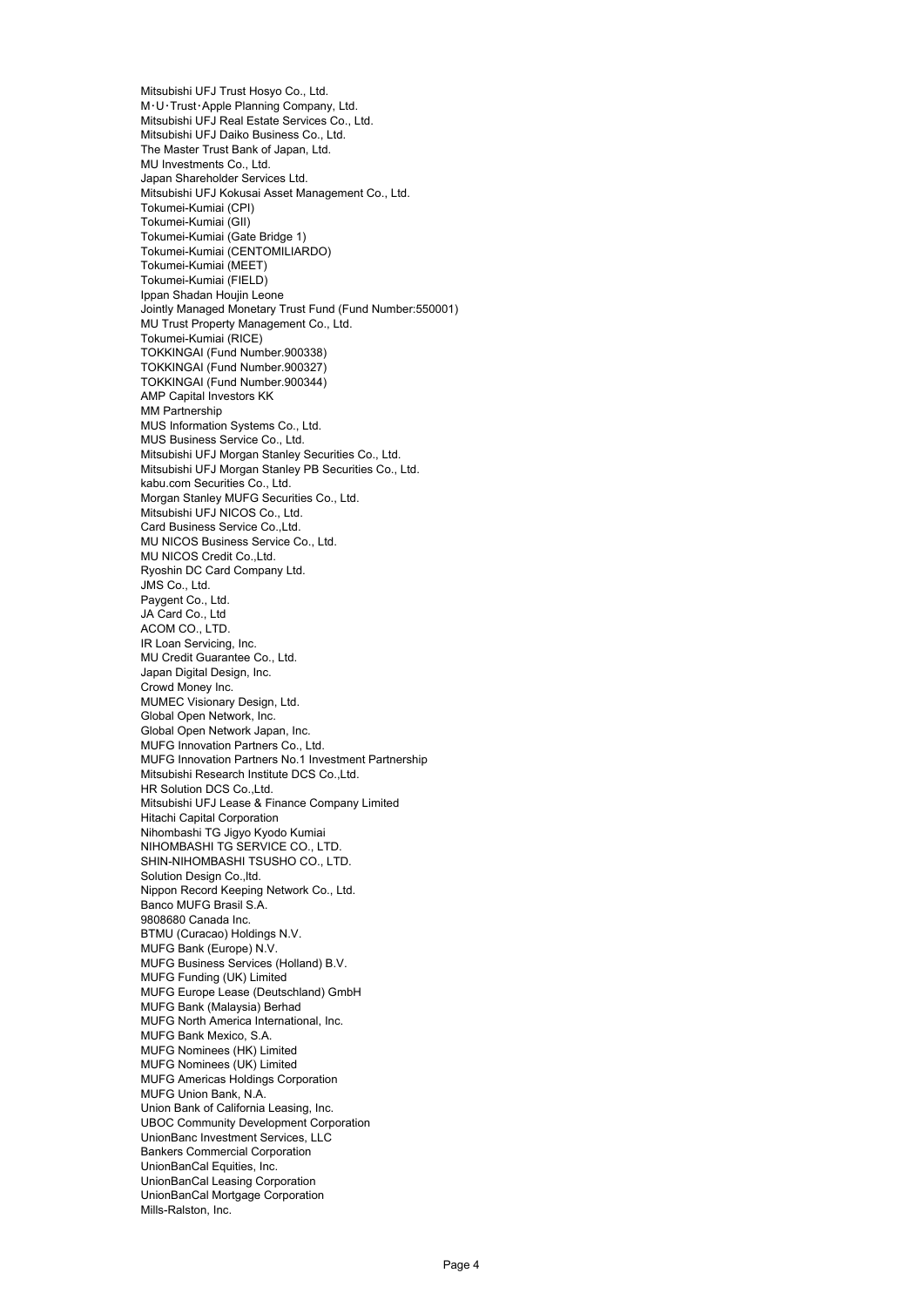Mitsubishi UFJ Trust Hosyo Co., Ltd.
M･U･Trust･Apple Planning Company, Ltd.
Mitsubishi UFJ Real Estate Services Co., Ltd.
Mitsubishi UFJ Daiko Business Co., Ltd.
The Master Trust Bank of Japan, Ltd.
MU Investments Co., Ltd.
Japan Shareholder Services Ltd.
Mitsubishi UFJ Kokusai Asset Management Co., Ltd.
Tokumei-Kumiai (CPI)
Tokumei-Kumiai (GII)
Tokumei-Kumiai (Gate Bridge 1)
Tokumei-Kumiai (CENTOMILIARDO)
Tokumei-Kumiai (MEET)
Tokumei-Kumiai (FIELD)
Ippan Shadan Houjin Leone
Jointly Managed Monetary Trust Fund (Fund Number:550001)
MU Trust Property Management Co., Ltd.
Tokumei-Kumiai (RICE)
TOKKINGAI (Fund Number.900338)
TOKKINGAI (Fund Number.900327)
TOKKINGAI (Fund Number.900344)
AMP Capital Investors KK
MM Partnership
MUS Information Systems Co., Ltd.
MUS Business Service Co., Ltd.
Mitsubishi UFJ Morgan Stanley Securities Co., Ltd.
Mitsubishi UFJ Morgan Stanley PB Securities Co., Ltd.
kabu.com Securities Co., Ltd.
Morgan Stanley MUFG Securities Co., Ltd.
Mitsubishi UFJ NICOS Co., Ltd.
Card Business Service Co.,Ltd.
MU NICOS Business Service Co., Ltd.
MU NICOS Credit Co.,Ltd.
Ryoshin DC Card Company Ltd.
JMS Co., Ltd.
Paygent Co., Ltd.
JA Card Co., Ltd
ACOM CO., LTD.
IR Loan Servicing, Inc.
MU Credit Guarantee Co., Ltd.
Japan Digital Design, Inc.
Crowd Money Inc.
MUMEC Visionary Design, Ltd.
Global Open Network, Inc.
Global Open Network Japan, Inc.
MUFG Innovation Partners Co., Ltd.
MUFG Innovation Partners No.1 Investment Partnership
Mitsubishi Research Institute DCS Co.,Ltd.
HR Solution DCS Co.,Ltd.
Mitsubishi UFJ Lease & Finance Company Limited
Hitachi Capital Corporation
Nihombashi TG Jigyo Kyodo Kumiai
NIHOMBASHI TG SERVICE CO., LTD.
SHIN-NIHOMBASHI TSUSHO CO., LTD.
Solution Design Co.,ltd.
Nippon Record Keeping Network Co., Ltd.
Banco MUFG Brasil S.A.
9808680 Canada Inc.
BTMU (Curacao) Holdings N.V.
MUFG Bank (Europe) N.V.
MUFG Business Services (Holland) B.V.
MUFG Funding (UK) Limited
MUFG Europe Lease (Deutschland) GmbH
MUFG Bank (Malaysia) Berhad
MUFG North America International, Inc.
MUFG Bank Mexico, S.A.
MUFG Nominees (HK) Limited
MUFG Nominees (UK) Limited
MUFG Americas Holdings Corporation
MUFG Union Bank, N.A.
Union Bank of California Leasing, Inc.
UBOC Community Development Corporation
UnionBanc Investment Services, LLC
Bankers Commercial Corporation
UnionBanCal Equities, Inc.
UnionBanCal Leasing Corporation
UnionBanCal Mortgage Corporation
Mills-Ralston, Inc.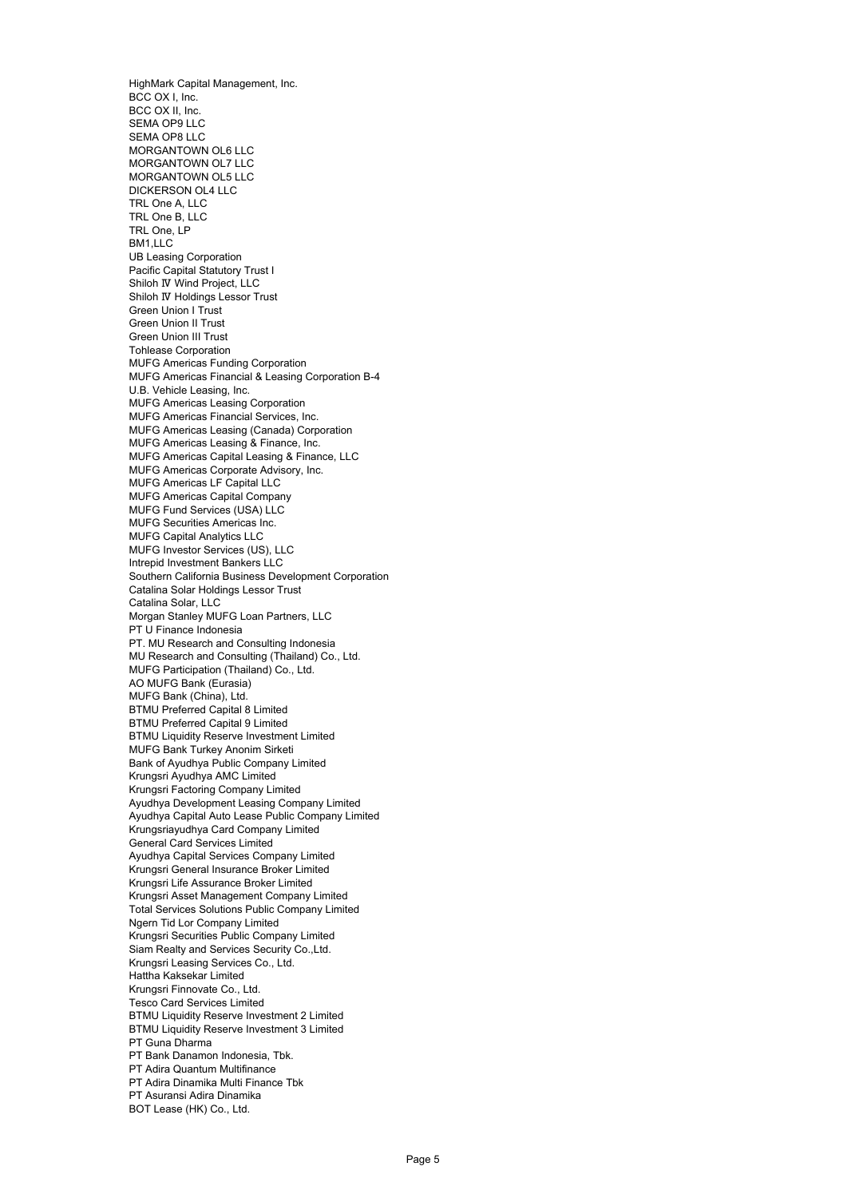HighMark Capital Management, Inc.
BCC OX I, Inc.
BCC OX II, Inc.
SEMA OP9 LLC
SEMA OP8 LLC
MORGANTOWN OL6 LLC
MORGANTOWN OL7 LLC
MORGANTOWN OL5 LLC
DICKERSON OL4 LLC
TRL One A, LLC
TRL One B, LLC
TRL One, LP
BM1,LLC
UB Leasing Corporation
Pacific Capital Statutory Trust I
Shiloh Ⅳ Wind Project, LLC
Shiloh Ⅳ Holdings Lessor Trust
Green Union I Trust
Green Union II Trust
Green Union III Trust
Tohlease Corporation
MUFG Americas Funding Corporation
MUFG Americas Financial & Leasing Corporation B-4
U.B. Vehicle Leasing, Inc.
MUFG Americas Leasing Corporation
MUFG Americas Financial Services, Inc.
MUFG Americas Leasing (Canada) Corporation
MUFG Americas Leasing & Finance, Inc.
MUFG Americas Capital Leasing & Finance, LLC
MUFG Americas Corporate Advisory, Inc.
MUFG Americas LF Capital LLC
MUFG Americas Capital Company
MUFG Fund Services (USA) LLC
MUFG Securities Americas Inc.
MUFG Capital Analytics LLC
MUFG Investor Services (US), LLC
Intrepid Investment Bankers LLC
Southern California Business Development Corporation
Catalina Solar Holdings Lessor Trust
Catalina Solar, LLC
Morgan Stanley MUFG Loan Partners, LLC
PT U Finance Indonesia
PT. MU Research and Consulting Indonesia
MU Research and Consulting (Thailand) Co., Ltd.
MUFG Participation (Thailand) Co., Ltd.
AO MUFG Bank (Eurasia)
MUFG Bank (China), Ltd.
BTMU Preferred Capital 8 Limited
BTMU Preferred Capital 9 Limited
BTMU Liquidity Reserve Investment Limited
MUFG Bank Turkey Anonim Sirketi
Bank of Ayudhya Public Company Limited
Krungsri Ayudhya AMC Limited
Krungsri Factoring Company Limited
Ayudhya Development Leasing Company Limited
Ayudhya Capital Auto Lease Public Company Limited
Krungsriayudhya Card Company Limited
General Card Services Limited
Ayudhya Capital Services Company Limited
Krungsri General Insurance Broker Limited
Krungsri Life Assurance Broker Limited
Krungsri Asset Management Company Limited
Total Services Solutions Public Company Limited
Ngern Tid Lor Company Limited
Krungsri Securities Public Company Limited
Siam Realty and Services Security Co.,Ltd.
Krungsri Leasing Services Co., Ltd.
Hattha Kaksekar Limited
Krungsri Finnovate Co., Ltd.
Tesco Card Services Limited
BTMU Liquidity Reserve Investment 2 Limited
BTMU Liquidity Reserve Investment 3 Limited
PT Guna Dharma
PT Bank Danamon Indonesia, Tbk.
PT Adira Quantum Multifinance
PT Adira Dinamika Multi Finance Tbk
PT Asuransi Adira Dinamika
BOT Lease (HK) Co., Ltd.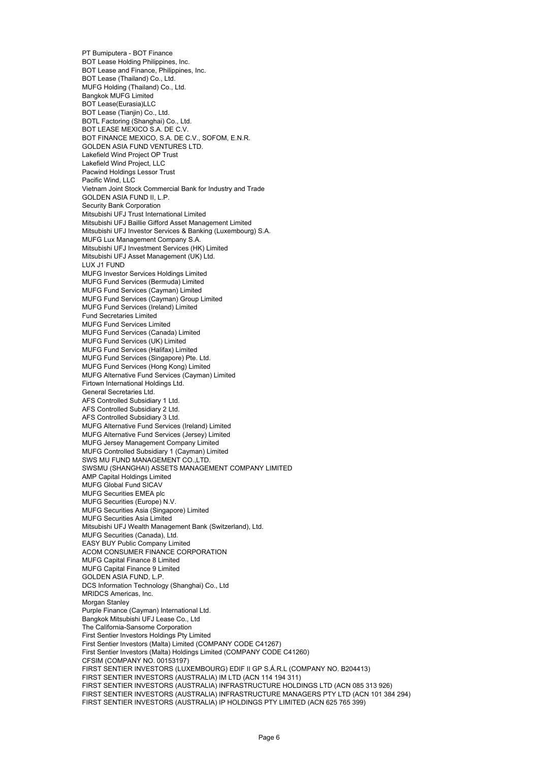PT Bumiputera - BOT Finance
BOT Lease Holding Philippines, Inc.
BOT Lease and Finance, Philippines, Inc.
BOT Lease (Thailand) Co., Ltd.
MUFG Holding (Thailand) Co., Ltd.
Bangkok MUFG Limited
BOT Lease(Eurasia)LLC
BOT Lease (Tianjin) Co., Ltd.
BOTL Factoring (Shanghai) Co., Ltd.
BOT LEASE MEXICO S.A. DE C.V.
BOT FINANCE MEXICO, S.A. DE C.V., SOFOM, E.N.R.
GOLDEN ASIA FUND VENTURES LTD.
Lakefield Wind Project OP Trust
Lakefield Wind Project, LLC
Pacwind Holdings Lessor Trust
Pacific Wind, LLC
Vietnam Joint Stock Commercial Bank for Industry and Trade
GOLDEN ASIA FUND II, L.P.
Security Bank Corporation
Mitsubishi UFJ Trust International Limited
Mitsubishi UFJ Baillie Gifford Asset Management Limited
Mitsubishi UFJ Investor Services & Banking (Luxembourg) S.A.
MUFG Lux Management Company S.A.
Mitsubishi UFJ Investment Services (HK) Limited
Mitsubishi UFJ Asset Management (UK) Ltd.
LUX J1 FUND
MUFG Investor Services Holdings Limited
MUFG Fund Services (Bermuda) Limited
MUFG Fund Services (Cayman) Limited
MUFG Fund Services (Cayman) Group Limited
MUFG Fund Services (Ireland) Limited
Fund Secretaries Limited
MUFG Fund Services Limited
MUFG Fund Services (Canada) Limited
MUFG Fund Services (UK) Limited
MUFG Fund Services (Halifax) Limited
MUFG Fund Services (Singapore) Pte. Ltd.
MUFG Fund Services (Hong Kong) Limited
MUFG Alternative Fund Services (Cayman) Limited
Firtown International Holdings Ltd.
General Secretaries Ltd.
AFS Controlled Subsidiary 1 Ltd.
AFS Controlled Subsidiary 2 Ltd.
AFS Controlled Subsidiary 3 Ltd.
MUFG Alternative Fund Services (Ireland) Limited
MUFG Alternative Fund Services (Jersey) Limited
MUFG Jersey Management Company Limited
MUFG Controlled Subsidiary 1 (Cayman) Limited
SWS MU FUND MANAGEMENT CO.,LTD.
SWSMU (SHANGHAI) ASSETS MANAGEMENT COMPANY LIMITED
AMP Capital Holdings Limited
MUFG Global Fund SICAV
MUFG Securities EMEA plc
MUFG Securities (Europe) N.V.
MUFG Securities Asia (Singapore) Limited
MUFG Securities Asia Limited
Mitsubishi UFJ Wealth Management Bank (Switzerland), Ltd.
MUFG Securities (Canada), Ltd.
EASY BUY Public Company Limited
ACOM CONSUMER FINANCE CORPORATION
MUFG Capital Finance 8 Limited
MUFG Capital Finance 9 Limited
GOLDEN ASIA FUND, L.P.
DCS Information Technology (Shanghai) Co., Ltd
MRIDCS Americas, Inc.
Morgan Stanley
Purple Finance (Cayman) International Ltd.
Bangkok Mitsubishi UFJ Lease Co., Ltd
The California-Sansome Corporation
First Sentier Investors Holdings Pty Limited
First Sentier Investors (Malta) Limited (COMPANY CODE C41267)
First Sentier Investors (Malta) Holdings Limited (COMPANY CODE C41260)
CFSIM (COMPANY NO. 00153197)
FIRST SENTIER INVESTORS (LUXEMBOURG) EDIF II GP S.Á.R.L (COMPANY NO. B204413)
FIRST SENTIER INVESTORS (AUSTRALIA) IM LTD (ACN 114 194 311)
FIRST SENTIER INVESTORS (AUSTRALIA) INFRASTRUCTURE HOLDINGS LTD (ACN 085 313 926)
FIRST SENTIER INVESTORS (AUSTRALIA) INFRASTRUCTURE MANAGERS PTY LTD (ACN 101 384 294)
FIRST SENTIER INVESTORS (AUSTRALIA) IP HOLDINGS PTY LIMITED (ACN 625 765 399)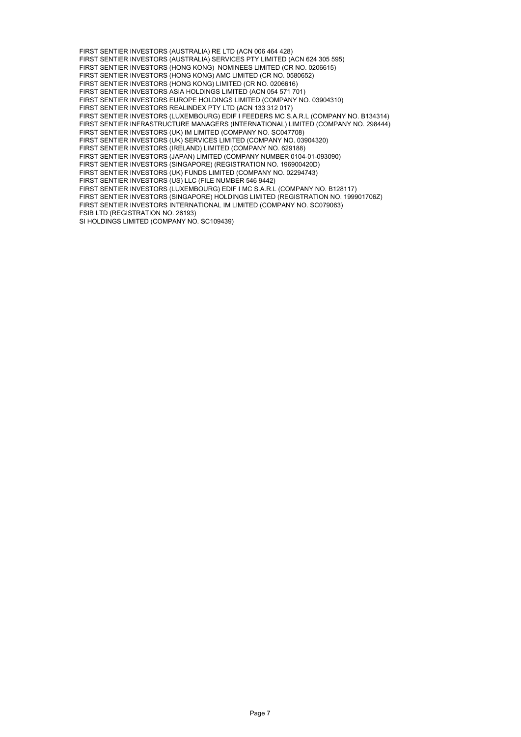FIRST SENTIER INVESTORS (AUSTRALIA) RE LTD (ACN 006 464 428)
FIRST SENTIER INVESTORS (AUSTRALIA) SERVICES PTY LIMITED (ACN 624 305 595)
FIRST SENTIER INVESTORS (HONG KONG) NOMINEES LIMITED (CR NO. 0206615)
FIRST SENTIER INVESTORS (HONG KONG) AMC LIMITED (CR NO. 0580652)
FIRST SENTIER INVESTORS (HONG KONG) LIMITED (CR NO. 0206616)
FIRST SENTIER INVESTORS ASIA HOLDINGS LIMITED (ACN 054 571 701)
FIRST SENTIER INVESTORS EUROPE HOLDINGS LIMITED (COMPANY NO. 03904310)
FIRST SENTIER INVESTORS REALINDEX PTY LTD (ACN 133 312 017)
FIRST SENTIER INVESTORS (LUXEMBOURG) EDIF I FEEDERS MC S.A.R.L (COMPANY NO. B134314)
FIRST SENTIER INFRASTRUCTURE MANAGERS (INTERNATIONAL) LIMITED (COMPANY NO. 298444)
FIRST SENTIER INVESTORS (UK) IM LIMITED (COMPANY NO. SC047708)
FIRST SENTIER INVESTORS (UK) SERVICES LIMITED (COMPANY NO. 03904320)
FIRST SENTIER INVESTORS (IRELAND) LIMITED (COMPANY NO. 629188)
FIRST SENTIER INVESTORS (JAPAN) LIMITED (COMPANY NUMBER 0104-01-093090)
FIRST SENTIER INVESTORS (SINGAPORE) (REGISTRATION NO. 196900420D)
FIRST SENTIER INVESTORS (UK) FUNDS LIMITED (COMPANY NO. 02294743)
FIRST SENTIER INVESTORS (US) LLC (FILE NUMBER 546 9442)
FIRST SENTIER INVESTORS (LUXEMBOURG) EDIF I MC S.A.R.L (COMPANY NO. B128117)
FIRST SENTIER INVESTORS (SINGAPORE) HOLDINGS LIMITED (REGISTRATION NO. 199901706Z)
FIRST SENTIER INVESTORS INTERNATIONAL IM LIMITED (COMPANY NO. SC079063)
FSIB LTD (REGISTRATION NO. 26193)
SI HOLDINGS LIMITED (COMPANY NO. SC109439)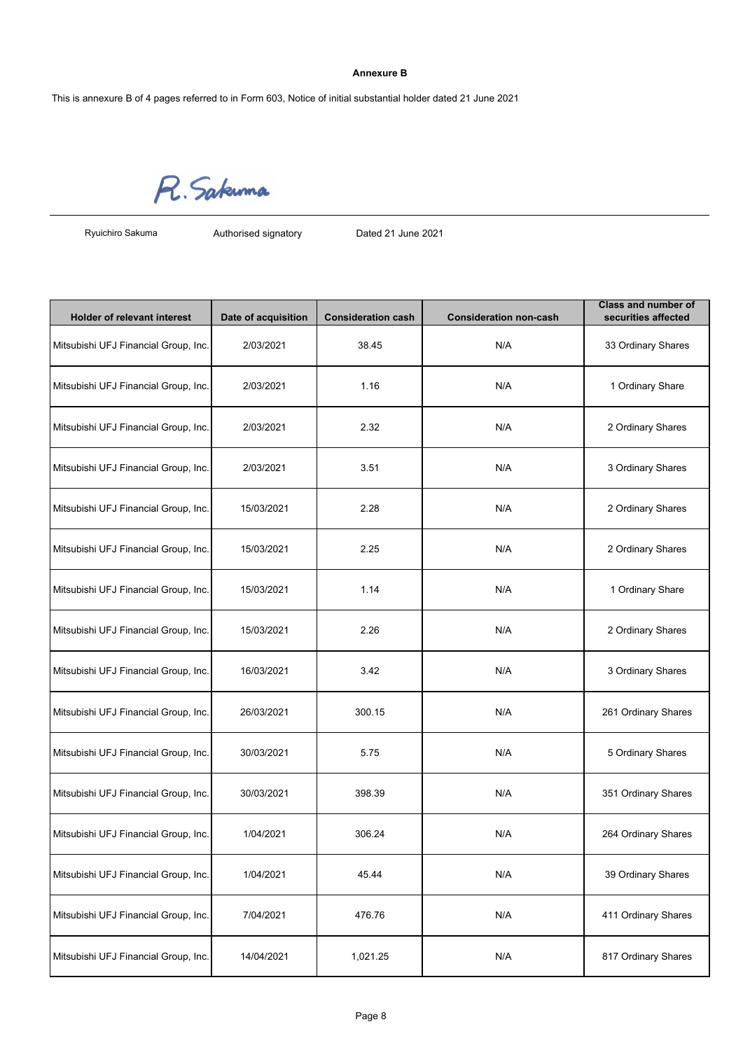**Annexure B**

This is annexure B of 4 pages referred to in Form 603, Notice of initial substantial holder dated 21 June 2021

R. Sakuma

Ryuichiro Sakuma Authorised signatory Dated 21 June 2021

| Holder of relevant interest | Date of acquisition | Consideration cash | Consideration non-cash | Class and number of securities affected |
|---|---|---|---|---|
| Mitsubishi UFJ Financial Group, Inc. | 2/03/2021 | 38.45 | N/A | 33 Ordinary Shares |
| Mitsubishi UFJ Financial Group, Inc. | 2/03/2021 | 1.16 | N/A | 1 Ordinary Share |
| Mitsubishi UFJ Financial Group, Inc. | 2/03/2021 | 2.32 | N/A | 2 Ordinary Shares |
| Mitsubishi UFJ Financial Group, Inc. | 2/03/2021 | 3.51 | N/A | 3 Ordinary Shares |
| Mitsubishi UFJ Financial Group, Inc. | 15/03/2021 | 2.28 | N/A | 2 Ordinary Shares |
| Mitsubishi UFJ Financial Group, Inc. | 15/03/2021 | 2.25 | N/A | 2 Ordinary Shares |
| Mitsubishi UFJ Financial Group, Inc. | 15/03/2021 | 1.14 | N/A | 1 Ordinary Share |
| Mitsubishi UFJ Financial Group, Inc. | 15/03/2021 | 2.26 | N/A | 2 Ordinary Shares |
| Mitsubishi UFJ Financial Group, Inc. | 16/03/2021 | 3.42 | N/A | 3 Ordinary Shares |
| Mitsubishi UFJ Financial Group, Inc. | 26/03/2021 | 300.15 | N/A | 261 Ordinary Shares |
| Mitsubishi UFJ Financial Group, Inc. | 30/03/2021 | 5.75 | N/A | 5 Ordinary Shares |
| Mitsubishi UFJ Financial Group, Inc. | 30/03/2021 | 398.39 | N/A | 351 Ordinary Shares |
| Mitsubishi UFJ Financial Group, Inc. | 1/04/2021 | 306.24 | N/A | 264 Ordinary Shares |
| Mitsubishi UFJ Financial Group, Inc. | 1/04/2021 | 45.44 | N/A | 39 Ordinary Shares |
| Mitsubishi UFJ Financial Group, Inc. | 7/04/2021 | 476.76 | N/A | 411 Ordinary Shares |
| Mitsubishi UFJ Financial Group, Inc. | 14/04/2021 | 1,021.25 | N/A | 817 Ordinary Shares |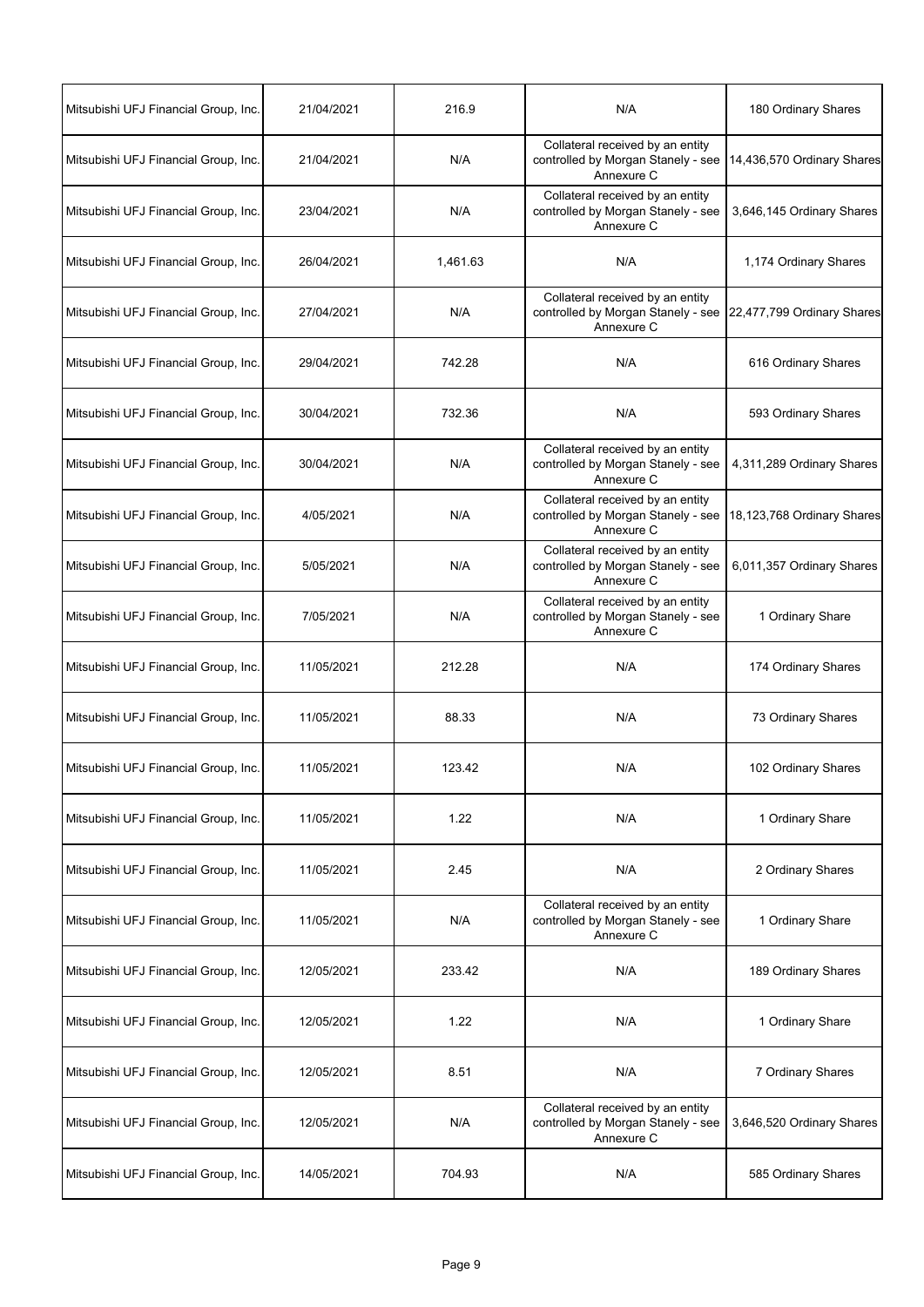| | | | | |
|---|---|---|---|---|
| Mitsubishi UFJ Financial Group, Inc. | 21/04/2021 | 216.9 | N/A | 180 Ordinary Shares |
| Mitsubishi UFJ Financial Group, Inc. | 21/04/2021 | N/A | Collateral received by an entity controlled by Morgan Stanely - see Annexure C | 14,436,570 Ordinary Shares |
| Mitsubishi UFJ Financial Group, Inc. | 23/04/2021 | N/A | Collateral received by an entity controlled by Morgan Stanely - see Annexure C | 3,646,145 Ordinary Shares |
| Mitsubishi UFJ Financial Group, Inc. | 26/04/2021 | 1,461.63 | N/A | 1,174 Ordinary Shares |
| Mitsubishi UFJ Financial Group, Inc. | 27/04/2021 | N/A | Collateral received by an entity controlled by Morgan Stanely - see Annexure C | 22,477,799 Ordinary Shares |
| Mitsubishi UFJ Financial Group, Inc. | 29/04/2021 | 742.28 | N/A | 616 Ordinary Shares |
| Mitsubishi UFJ Financial Group, Inc. | 30/04/2021 | 732.36 | N/A | 593 Ordinary Shares |
| Mitsubishi UFJ Financial Group, Inc. | 30/04/2021 | N/A | Collateral received by an entity controlled by Morgan Stanely - see Annexure C | 4,311,289 Ordinary Shares |
| Mitsubishi UFJ Financial Group, Inc. | 4/05/2021 | N/A | Collateral received by an entity controlled by Morgan Stanely - see Annexure C | 18,123,768 Ordinary Shares |
| Mitsubishi UFJ Financial Group, Inc. | 5/05/2021 | N/A | Collateral received by an entity controlled by Morgan Stanely - see Annexure C | 6,011,357 Ordinary Shares |
| Mitsubishi UFJ Financial Group, Inc. | 7/05/2021 | N/A | Collateral received by an entity controlled by Morgan Stanely - see Annexure C | 1 Ordinary Share |
| Mitsubishi UFJ Financial Group, Inc. | 11/05/2021 | 212.28 | N/A | 174 Ordinary Shares |
| Mitsubishi UFJ Financial Group, Inc. | 11/05/2021 | 88.33 | N/A | 73 Ordinary Shares |
| Mitsubishi UFJ Financial Group, Inc. | 11/05/2021 | 123.42 | N/A | 102 Ordinary Shares |
| Mitsubishi UFJ Financial Group, Inc. | 11/05/2021 | 1.22 | N/A | 1 Ordinary Share |
| Mitsubishi UFJ Financial Group, Inc. | 11/05/2021 | 2.45 | N/A | 2 Ordinary Shares |
| Mitsubishi UFJ Financial Group, Inc. | 11/05/2021 | N/A | Collateral received by an entity controlled by Morgan Stanely - see Annexure C | 1 Ordinary Share |
| Mitsubishi UFJ Financial Group, Inc. | 12/05/2021 | 233.42 | N/A | 189 Ordinary Shares |
| Mitsubishi UFJ Financial Group, Inc. | 12/05/2021 | 1.22 | N/A | 1 Ordinary Share |
| Mitsubishi UFJ Financial Group, Inc. | 12/05/2021 | 8.51 | N/A | 7 Ordinary Shares |
| Mitsubishi UFJ Financial Group, Inc. | 12/05/2021 | N/A | Collateral received by an entity controlled by Morgan Stanely - see Annexure C | 3,646,520 Ordinary Shares |
| Mitsubishi UFJ Financial Group, Inc. | 14/05/2021 | 704.93 | N/A | 585 Ordinary Shares |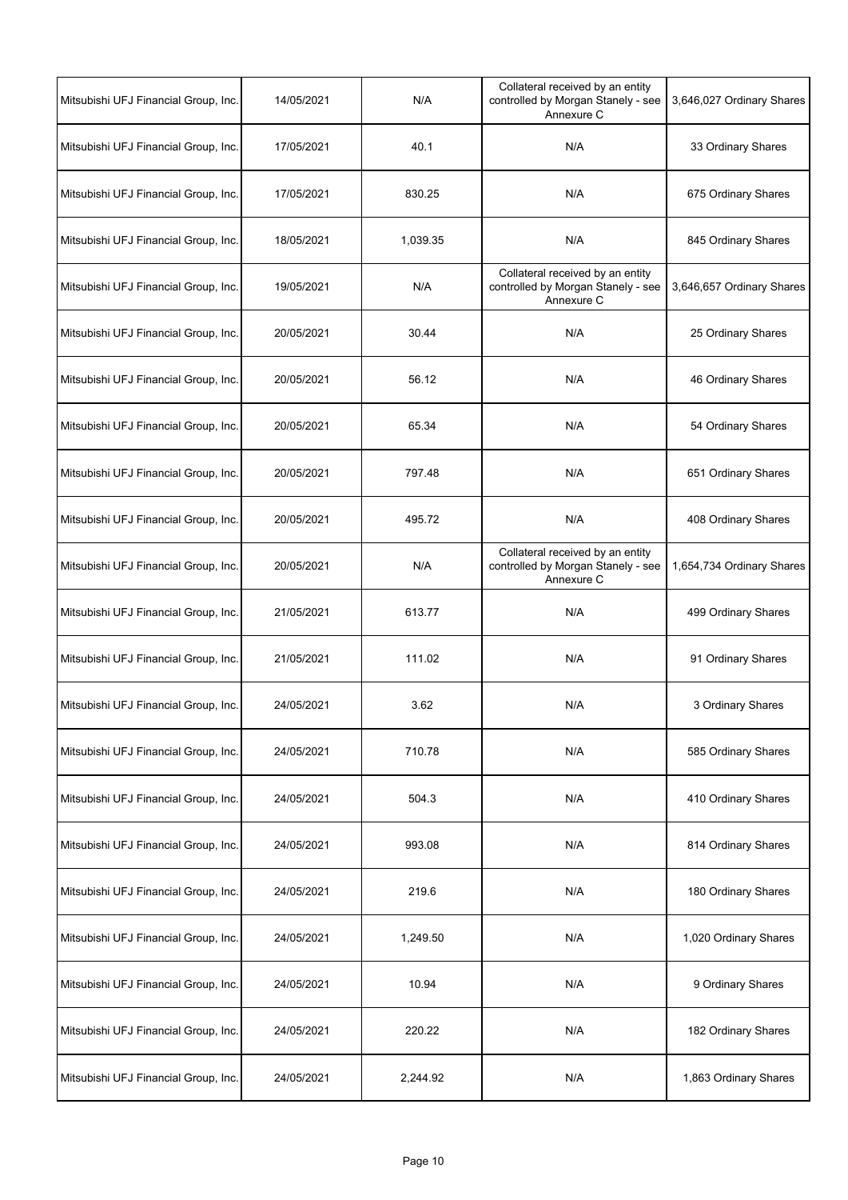| | | | | |
|---|---|---|---|---|
| Mitsubishi UFJ Financial Group, Inc. | 14/05/2021 | N/A | Collateral received by an entity controlled by Morgan Stanely - see Annexure C | 3,646,027 Ordinary Shares |
| Mitsubishi UFJ Financial Group, Inc. | 17/05/2021 | 40.1 | N/A | 33 Ordinary Shares |
| Mitsubishi UFJ Financial Group, Inc. | 17/05/2021 | 830.25 | N/A | 675 Ordinary Shares |
| Mitsubishi UFJ Financial Group, Inc. | 18/05/2021 | 1,039.35 | N/A | 845 Ordinary Shares |
| Mitsubishi UFJ Financial Group, Inc. | 19/05/2021 | N/A | Collateral received by an entity controlled by Morgan Stanely - see Annexure C | 3,646,657 Ordinary Shares |
| Mitsubishi UFJ Financial Group, Inc. | 20/05/2021 | 30.44 | N/A | 25 Ordinary Shares |
| Mitsubishi UFJ Financial Group, Inc. | 20/05/2021 | 56.12 | N/A | 46 Ordinary Shares |
| Mitsubishi UFJ Financial Group, Inc. | 20/05/2021 | 65.34 | N/A | 54 Ordinary Shares |
| Mitsubishi UFJ Financial Group, Inc. | 20/05/2021 | 797.48 | N/A | 651 Ordinary Shares |
| Mitsubishi UFJ Financial Group, Inc. | 20/05/2021 | 495.72 | N/A | 408 Ordinary Shares |
| Mitsubishi UFJ Financial Group, Inc. | 20/05/2021 | N/A | Collateral received by an entity controlled by Morgan Stanely - see Annexure C | 1,654,734 Ordinary Shares |
| Mitsubishi UFJ Financial Group, Inc. | 21/05/2021 | 613.77 | N/A | 499 Ordinary Shares |
| Mitsubishi UFJ Financial Group, Inc. | 21/05/2021 | 111.02 | N/A | 91 Ordinary Shares |
| Mitsubishi UFJ Financial Group, Inc. | 24/05/2021 | 3.62 | N/A | 3 Ordinary Shares |
| Mitsubishi UFJ Financial Group, Inc. | 24/05/2021 | 710.78 | N/A | 585 Ordinary Shares |
| Mitsubishi UFJ Financial Group, Inc. | 24/05/2021 | 504.3 | N/A | 410 Ordinary Shares |
| Mitsubishi UFJ Financial Group, Inc. | 24/05/2021 | 993.08 | N/A | 814 Ordinary Shares |
| Mitsubishi UFJ Financial Group, Inc. | 24/05/2021 | 219.6 | N/A | 180 Ordinary Shares |
| Mitsubishi UFJ Financial Group, Inc. | 24/05/2021 | 1,249.50 | N/A | 1,020 Ordinary Shares |
| Mitsubishi UFJ Financial Group, Inc. | 24/05/2021 | 10.94 | N/A | 9 Ordinary Shares |
| Mitsubishi UFJ Financial Group, Inc. | 24/05/2021 | 220.22 | N/A | 182 Ordinary Shares |
| Mitsubishi UFJ Financial Group, Inc. | 24/05/2021 | 2,244.92 | N/A | 1,863 Ordinary Shares |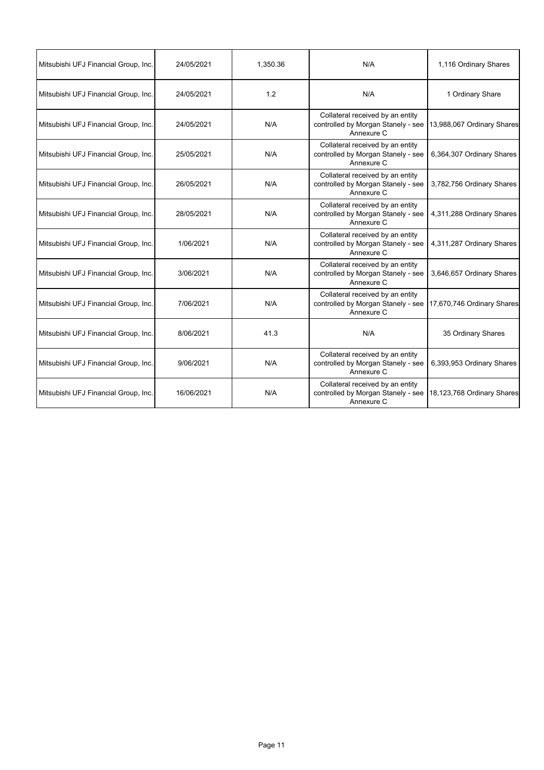| | | | | |
|---|---|---|---|---|
| Mitsubishi UFJ Financial Group, Inc. | 24/05/2021 | 1,350.36 | N/A | 1,116 Ordinary Shares |
| Mitsubishi UFJ Financial Group, Inc. | 24/05/2021 | 1.2 | N/A | 1 Ordinary Share |
| Mitsubishi UFJ Financial Group, Inc. | 24/05/2021 | N/A | Collateral received by an entity controlled by Morgan Stanely - see Annexure C | 13,988,067 Ordinary Shares |
| Mitsubishi UFJ Financial Group, Inc. | 25/05/2021 | N/A | Collateral received by an entity controlled by Morgan Stanely - see Annexure C | 6,364,307 Ordinary Shares |
| Mitsubishi UFJ Financial Group, Inc. | 26/05/2021 | N/A | Collateral received by an entity controlled by Morgan Stanely - see Annexure C | 3,782,756 Ordinary Shares |
| Mitsubishi UFJ Financial Group, Inc. | 28/05/2021 | N/A | Collateral received by an entity controlled by Morgan Stanely - see Annexure C | 4,311,288 Ordinary Shares |
| Mitsubishi UFJ Financial Group, Inc. | 1/06/2021 | N/A | Collateral received by an entity controlled by Morgan Stanely - see Annexure C | 4,311,287 Ordinary Shares |
| Mitsubishi UFJ Financial Group, Inc. | 3/06/2021 | N/A | Collateral received by an entity controlled by Morgan Stanely - see Annexure C | 3,646,657 Ordinary Shares |
| Mitsubishi UFJ Financial Group, Inc. | 7/06/2021 | N/A | Collateral received by an entity controlled by Morgan Stanely - see Annexure C | 17,670,746 Ordinary Shares |
| Mitsubishi UFJ Financial Group, Inc. | 8/06/2021 | 41.3 | N/A | 35 Ordinary Shares |
| Mitsubishi UFJ Financial Group, Inc. | 9/06/2021 | N/A | Collateral received by an entity controlled by Morgan Stanely - see Annexure C | 6,393,953 Ordinary Shares |
| Mitsubishi UFJ Financial Group, Inc. | 16/06/2021 | N/A | Collateral received by an entity controlled by Morgan Stanely - see Annexure C | 18,123,768 Ordinary Shares |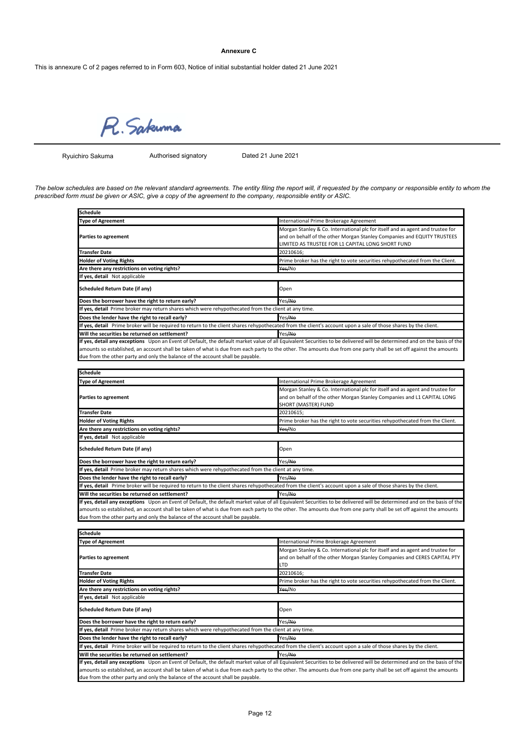**Annexure C**

This is annexure C of 2 pages referred to in Form 603, Notice of initial substantial holder dated 21 June 2021

R. Sakuma

Ryuichiro Sakuma    Authorised signatory    Dated 21 June 2021

*The below schedules are based on the relevant standard agreements. The entity filing the report will, if requested by the company or responsible entity to whom the prescribed form must be given or ASIC, give a copy of the agreement to the company, responsible entity or ASIC.*

| **Schedule** | |
|---|---|
| **Type of Agreement** | International Prime Brokerage Agreement |
| **Parties to agreement** | Morgan Stanley & Co. International plc for itself and as agent and trustee for and on behalf of the other Morgan Stanley Companies and EQUITY TRUSTEES LIMITED AS TRUSTEE FOR L1 CAPITAL LONG SHORT FUND |
| **Transfer Date** | 20210616; |
| **Holder of Voting Rights** | Prime broker has the right to vote securities rehypothecated from the Client. |
| **Are there any restrictions on voting rights?** | ~~Yes~~/No |
| **If yes, detail** Not applicable | |
| **Scheduled Return Date (if any)** | Open |
| **Does the borrower have the right to return early?** | Yes/~~No~~ |
| **If yes, detail** Prime broker may return shares which were rehypothecated from the client at any time. | |
| **Does the lender have the right to recall early?** | Yes/~~No~~ |
| **If yes, detail** Prime broker will be required to return to the client shares rehypothecated from the client's account upon a sale of those shares by the client. | |
| **Will the securities be returned on settlement?** | Yes/~~No~~ |
| **If yes, detail any exceptions** Upon an Event of Default, the default market value of all Equivalent Securities to be delivered will be determined and on the basis of the amounts so established, an account shall be taken of what is due from each party to the other. The amounts due from one party shall be set off against the amounts due from the other party and only the balance of the account shall be payable. | |

| **Schedule** | |
|---|---|
| **Type of Agreement** | International Prime Brokerage Agreement |
| **Parties to agreement** | Morgan Stanley & Co. International plc for itself and as agent and trustee for and on behalf of the other Morgan Stanley Companies and L1 CAPITAL LONG SHORT (MASTER) FUND |
| **Transfer Date** | 20210615; |
| **Holder of Voting Rights** | Prime broker has the right to vote securities rehypothecated from the Client. |
| **Are there any restrictions on voting rights?** | ~~Yes~~/No |
| **If yes, detail** Not applicable | |
| **Scheduled Return Date (if any)** | Open |
| **Does the borrower have the right to return early?** | Yes/~~No~~ |
| **If yes, detail** Prime broker may return shares which were rehypothecated from the client at any time. | |
| **Does the lender have the right to recall early?** | Yes/~~No~~ |
| **If yes, detail** Prime broker will be required to return to the client shares rehypothecated from the client's account upon a sale of those shares by the client. | |
| **Will the securities be returned on settlement?** | Yes/~~No~~ |
| **If yes, detail any exceptions** Upon an Event of Default, the default market value of all Equivalent Securities to be delivered will be determined and on the basis of the amounts so established, an account shall be taken of what is due from each party to the other. The amounts due from one party shall be set off against the amounts due from the other party and only the balance of the account shall be payable. | |

| **Schedule** | |
|---|---|
| **Type of Agreement** | International Prime Brokerage Agreement |
| **Parties to agreement** | Morgan Stanley & Co. International plc for itself and as agent and trustee for and on behalf of the other Morgan Stanley Companies and CERES CAPITAL PTY LTD |
| **Transfer Date** | 20210616; |
| **Holder of Voting Rights** | Prime broker has the right to vote securities rehypothecated from the Client. |
| **Are there any restrictions on voting rights?** | ~~Yes~~/No |
| **If yes, detail** Not applicable | |
| **Scheduled Return Date (if any)** | Open |
| **Does the borrower have the right to return early?** | Yes/~~No~~ |
| **If yes, detail** Prime broker may return shares which were rehypothecated from the client at any time. | |
| **Does the lender have the right to recall early?** | Yes/~~No~~ |
| **If yes, detail** Prime broker will be required to return to the client shares rehypothecated from the client's account upon a sale of those shares by the client. | |
| **Will the securities be returned on settlement?** | Yes/~~No~~ |
| **If yes, detail any exceptions** Upon an Event of Default, the default market value of all Equivalent Securities to be delivered will be determined and on the basis of the amounts so established, an account shall be taken of what is due from each party to the other. The amounts due from one party shall be set off against the amounts due from the other party and only the balance of the account shall be payable. | |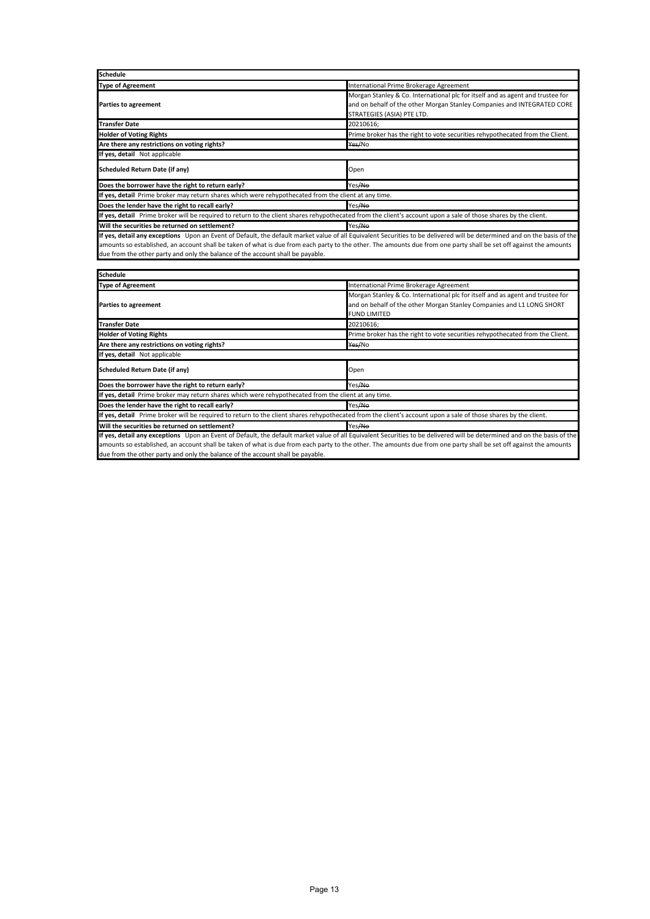| Schedule | |
|---|---|
| **Type of Agreement** | International Prime Brokerage Agreement |
| **Parties to agreement** | Morgan Stanley & Co. International plc for itself and as agent and trustee for and on behalf of the other Morgan Stanley Companies and INTEGRATED CORE STRATEGIES (ASIA) PTE LTD. |
| **Transfer Date** | 20210616; |
| **Holder of Voting Rights** | Prime broker has the right to vote securities rehypothecated from the Client. |
| **Are there any restrictions on voting rights?** | ~~Yes~~/No |
| **If yes, detail** Not applicable | |
| **Scheduled Return Date (if any)** | Open |
| **Does the borrower have the right to return early?** | Yes/~~No~~ |
| **If yes, detail** Prime broker may return shares which were rehypothecated from the client at any time. | |
| **Does the lender have the right to recall early?** | Yes/~~No~~ |
| **If yes, detail** Prime broker will be required to return to the client shares rehypothecated from the client's account upon a sale of those shares by the client. | |
| **Will the securities be returned on settlement?** | Yes/~~No~~ |
| **If yes, detail any exceptions** Upon an Event of Default, the default market value of all Equivalent Securities to be delivered will be determined and on the basis of the amounts so established, an account shall be taken of what is due from each party to the other. The amounts due from one party shall be set off against the amounts due from the other party and only the balance of the account shall be payable. | |

| Schedule | |
|---|---|
| **Type of Agreement** | International Prime Brokerage Agreement |
| **Parties to agreement** | Morgan Stanley & Co. International plc for itself and as agent and trustee for and on behalf of the other Morgan Stanley Companies and L1 LONG SHORT FUND LIMITED |
| **Transfer Date** | 20210616; |
| **Holder of Voting Rights** | Prime broker has the right to vote securities rehypothecated from the Client. |
| **Are there any restrictions on voting rights?** | ~~Yes~~/No |
| **If yes, detail** Not applicable | |
| **Scheduled Return Date (if any)** | Open |
| **Does the borrower have the right to return early?** | Yes/~~No~~ |
| **If yes, detail** Prime broker may return shares which were rehypothecated from the client at any time. | |
| **Does the lender have the right to recall early?** | Yes/~~No~~ |
| **If yes, detail** Prime broker will be required to return to the client shares rehypothecated from the client's account upon a sale of those shares by the client. | |
| **Will the securities be returned on settlement?** | Yes/~~No~~ |
| **If yes, detail any exceptions** Upon an Event of Default, the default market value of all Equivalent Securities to be delivered will be determined and on the basis of the amounts so established, an account shall be taken of what is due from each party to the other. The amounts due from one party shall be set off against the amounts due from the other party and only the balance of the account shall be payable. | |